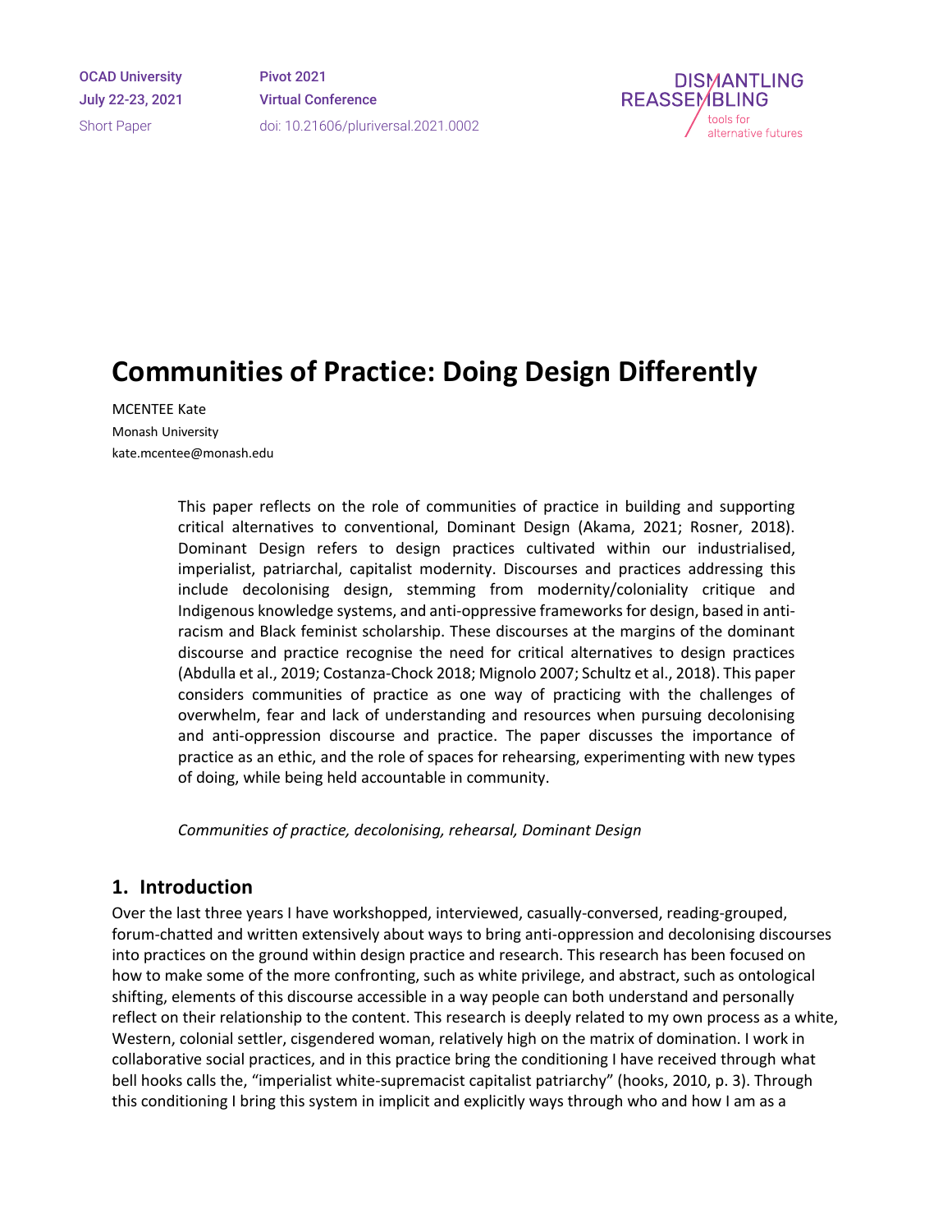OCAD University
July 22-23, 2021
Short Paper

Pivot 2021
Virtual Conference
doi: 10.21606/pluriversal.2021.0002

# Communities of Practice: Doing Design Differently

MCENTEE Kate
Monash University
kate.mcentee@monash.edu

This paper reflects on the role of communities of practice in building and supporting critical alternatives to conventional, Dominant Design (Akama, 2021; Rosner, 2018). Dominant Design refers to design practices cultivated within our industrialised, imperialist, patriarchal, capitalist modernity. Discourses and practices addressing this include decolonising design, stemming from modernity/coloniality critique and Indigenous knowledge systems, and anti-oppressive frameworks for design, based in anti-racism and Black feminist scholarship. These discourses at the margins of the dominant discourse and practice recognise the need for critical alternatives to design practices (Abdulla et al., 2019; Costanza-Chock 2018; Mignolo 2007; Schultz et al., 2018). This paper considers communities of practice as one way of practicing with the challenges of overwhelm, fear and lack of understanding and resources when pursuing decolonising and anti-oppression discourse and practice. The paper discusses the importance of practice as an ethic, and the role of spaces for rehearsing, experimenting with new types of doing, while being held accountable in community.

*Communities of practice, decolonising, rehearsal, Dominant Design*

## 1. Introduction

Over the last three years I have workshopped, interviewed, casually-conversed, reading-grouped, forum-chatted and written extensively about ways to bring anti-oppression and decolonising discourses into practices on the ground within design practice and research. This research has been focused on how to make some of the more confronting, such as white privilege, and abstract, such as ontological shifting, elements of this discourse accessible in a way people can both understand and personally reflect on their relationship to the content. This research is deeply related to my own process as a white, Western, colonial settler, cisgendered woman, relatively high on the matrix of domination. I work in collaborative social practices, and in this practice bring the conditioning I have received through what bell hooks calls the, “imperialist white-supremacist capitalist patriarchy” (hooks, 2010, p. 3). Through this conditioning I bring this system in implicit and explicitly ways through who and how I am as a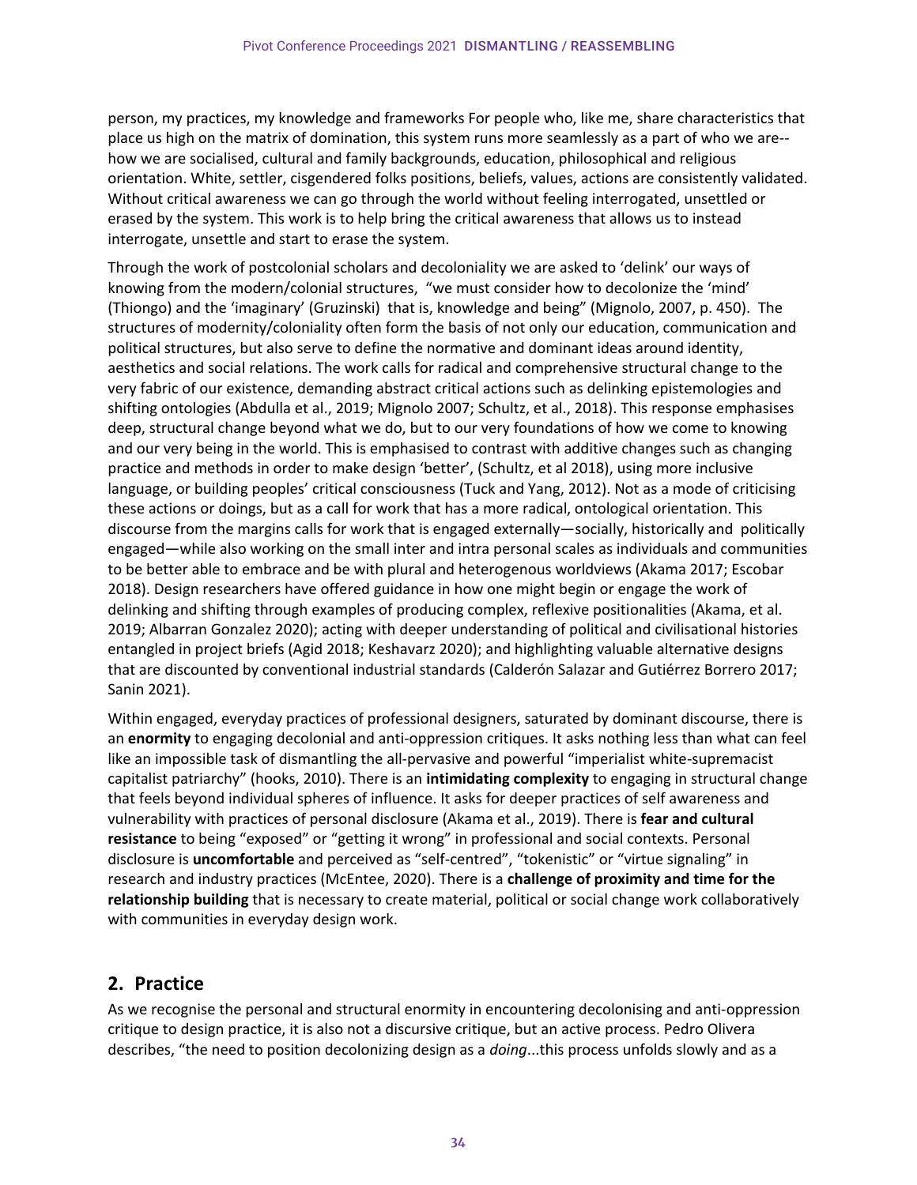person, my practices, my knowledge and frameworks For people who, like me, share characteristics that place us high on the matrix of domination, this system runs more seamlessly as a part of who we are--how we are socialised, cultural and family backgrounds, education, philosophical and religious orientation. White, settler, cisgendered folks positions, beliefs, values, actions are consistently validated. Without critical awareness we can go through the world without feeling interrogated, unsettled or erased by the system. This work is to help bring the critical awareness that allows us to instead interrogate, unsettle and start to erase the system.

Through the work of postcolonial scholars and decoloniality we are asked to 'delink' our ways of knowing from the modern/colonial structures, "we must consider how to decolonize the 'mind' (Thiongo) and the 'imaginary' (Gruzinski) that is, knowledge and being" (Mignolo, 2007, p. 450). The structures of modernity/coloniality often form the basis of not only our education, communication and political structures, but also serve to define the normative and dominant ideas around identity, aesthetics and social relations. The work calls for radical and comprehensive structural change to the very fabric of our existence, demanding abstract critical actions such as delinking epistemologies and shifting ontologies (Abdulla et al., 2019; Mignolo 2007; Schultz, et al., 2018). This response emphasises deep, structural change beyond what we do, but to our very foundations of how we come to knowing and our very being in the world. This is emphasised to contrast with additive changes such as changing practice and methods in order to make design 'better', (Schultz, et al 2018), using more inclusive language, or building peoples' critical consciousness (Tuck and Yang, 2012). Not as a mode of criticising these actions or doings, but as a call for work that has a more radical, ontological orientation. This discourse from the margins calls for work that is engaged externally—socially, historically and politically engaged—while also working on the small inter and intra personal scales as individuals and communities to be better able to embrace and be with plural and heterogenous worldviews (Akama 2017; Escobar 2018). Design researchers have offered guidance in how one might begin or engage the work of delinking and shifting through examples of producing complex, reflexive positionalities (Akama, et al. 2019; Albarran Gonzalez 2020); acting with deeper understanding of political and civilisational histories entangled in project briefs (Agid 2018; Keshavarz 2020); and highlighting valuable alternative designs that are discounted by conventional industrial standards (Calderón Salazar and Gutiérrez Borrero 2017; Sanin 2021).

Within engaged, everyday practices of professional designers, saturated by dominant discourse, there is an **enormity** to engaging decolonial and anti-oppression critiques. It asks nothing less than what can feel like an impossible task of dismantling the all-pervasive and powerful "imperialist white-supremacist capitalist patriarchy" (hooks, 2010). There is an **intimidating complexity** to engaging in structural change that feels beyond individual spheres of influence. It asks for deeper practices of self awareness and vulnerability with practices of personal disclosure (Akama et al., 2019). There is **fear and cultural resistance** to being "exposed" or "getting it wrong" in professional and social contexts. Personal disclosure is **uncomfortable** and perceived as "self-centred", "tokenistic" or "virtue signaling" in research and industry practices (McEntee, 2020). There is a **challenge of proximity and time for the relationship building** that is necessary to create material, political or social change work collaboratively with communities in everyday design work.

## 2. Practice

As we recognise the personal and structural enormity in encountering decolonising and anti-oppression critique to design practice, it is also not a discursive critique, but an active process. Pedro Olivera describes, "the need to position decolonizing design as a *doing*...this process unfolds slowly and as a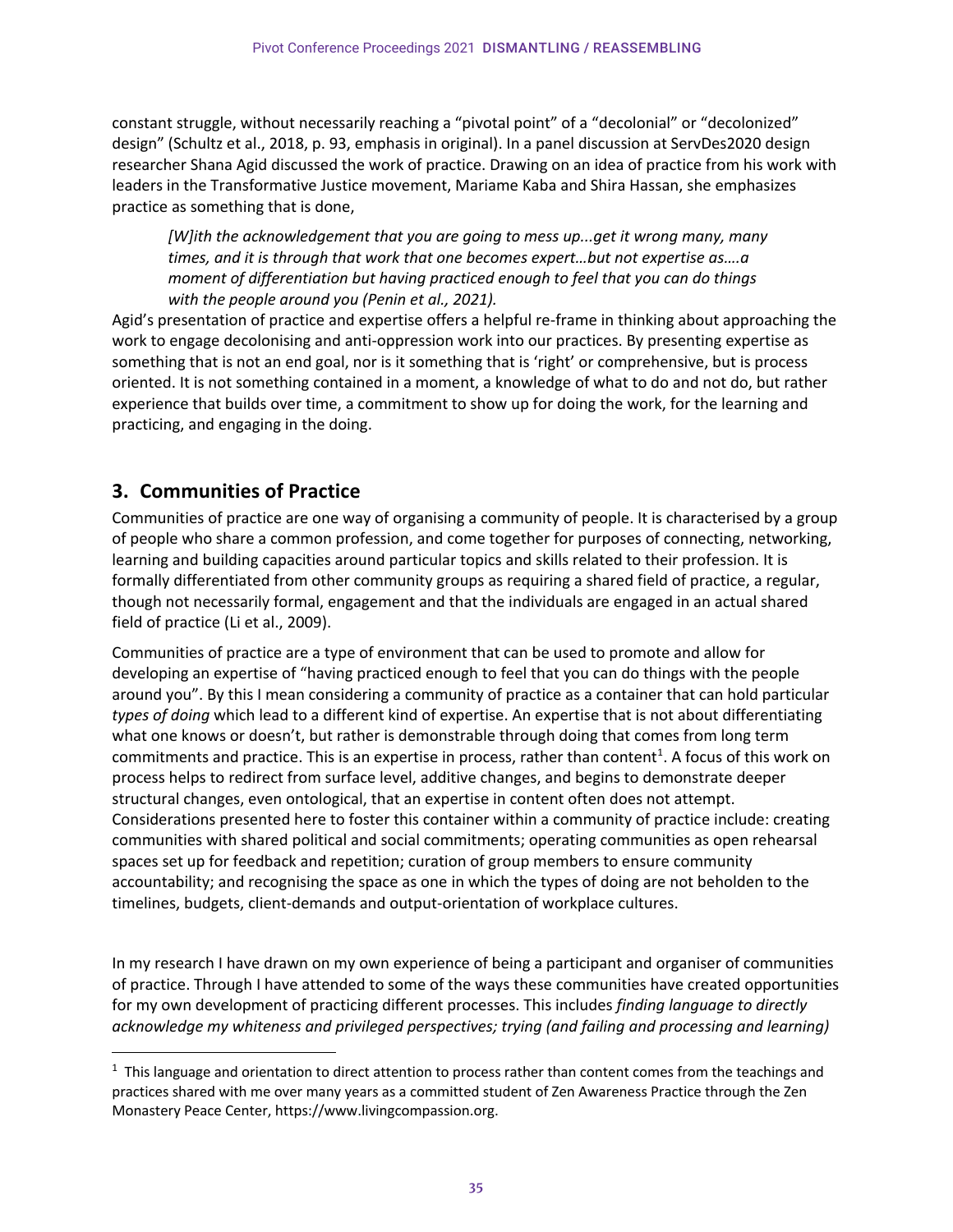constant struggle, without necessarily reaching a "pivotal point" of a "decolonial" or "decolonized" design" (Schultz et al., 2018, p. 93, emphasis in original). In a panel discussion at ServDes2020 design researcher Shana Agid discussed the work of practice. Drawing on an idea of practice from his work with leaders in the Transformative Justice movement, Mariame Kaba and Shira Hassan, she emphasizes practice as something that is done,

> *[W]ith the acknowledgement that you are going to mess up...get it wrong many, many times, and it is through that work that one becomes expert…but not expertise as….a moment of differentiation but having practiced enough to feel that you can do things with the people around you (Penin et al., 2021).*

Agid's presentation of practice and expertise offers a helpful re-frame in thinking about approaching the work to engage decolonising and anti-oppression work into our practices. By presenting expertise as something that is not an end goal, nor is it something that is 'right' or comprehensive, but is process oriented. It is not something contained in a moment, a knowledge of what to do and not do, but rather experience that builds over time, a commitment to show up for doing the work, for the learning and practicing, and engaging in the doing.

## 3. Communities of Practice

Communities of practice are one way of organising a community of people. It is characterised by a group of people who share a common profession, and come together for purposes of connecting, networking, learning and building capacities around particular topics and skills related to their profession. It is formally differentiated from other community groups as requiring a shared field of practice, a regular, though not necessarily formal, engagement and that the individuals are engaged in an actual shared field of practice (Li et al., 2009).

Communities of practice are a type of environment that can be used to promote and allow for developing an expertise of "having practiced enough to feel that you can do things with the people around you". By this I mean considering a community of practice as a container that can hold particular *types of doing* which lead to a different kind of expertise. An expertise that is not about differentiating what one knows or doesn't, but rather is demonstrable through doing that comes from long term commitments and practice. This is an expertise in process, rather than content[1]. A focus of this work on process helps to redirect from surface level, additive changes, and begins to demonstrate deeper structural changes, even ontological, that an expertise in content often does not attempt. Considerations presented here to foster this container within a community of practice include: creating communities with shared political and social commitments; operating communities as open rehearsal spaces set up for feedback and repetition; curation of group members to ensure community accountability; and recognising the space as one in which the types of doing are not beholden to the timelines, budgets, client-demands and output-orientation of workplace cultures.

In my research I have drawn on my own experience of being a participant and organiser of communities of practice. Through I have attended to some of the ways these communities have created opportunities for my own development of practicing different processes. This includes *finding language to directly acknowledge my whiteness and privileged perspectives; trying (and failing and processing and learning)*

---

[1] This language and orientation to direct attention to process rather than content comes from the teachings and practices shared with me over many years as a committed student of Zen Awareness Practice through the Zen Monastery Peace Center, https://www.livingcompassion.org.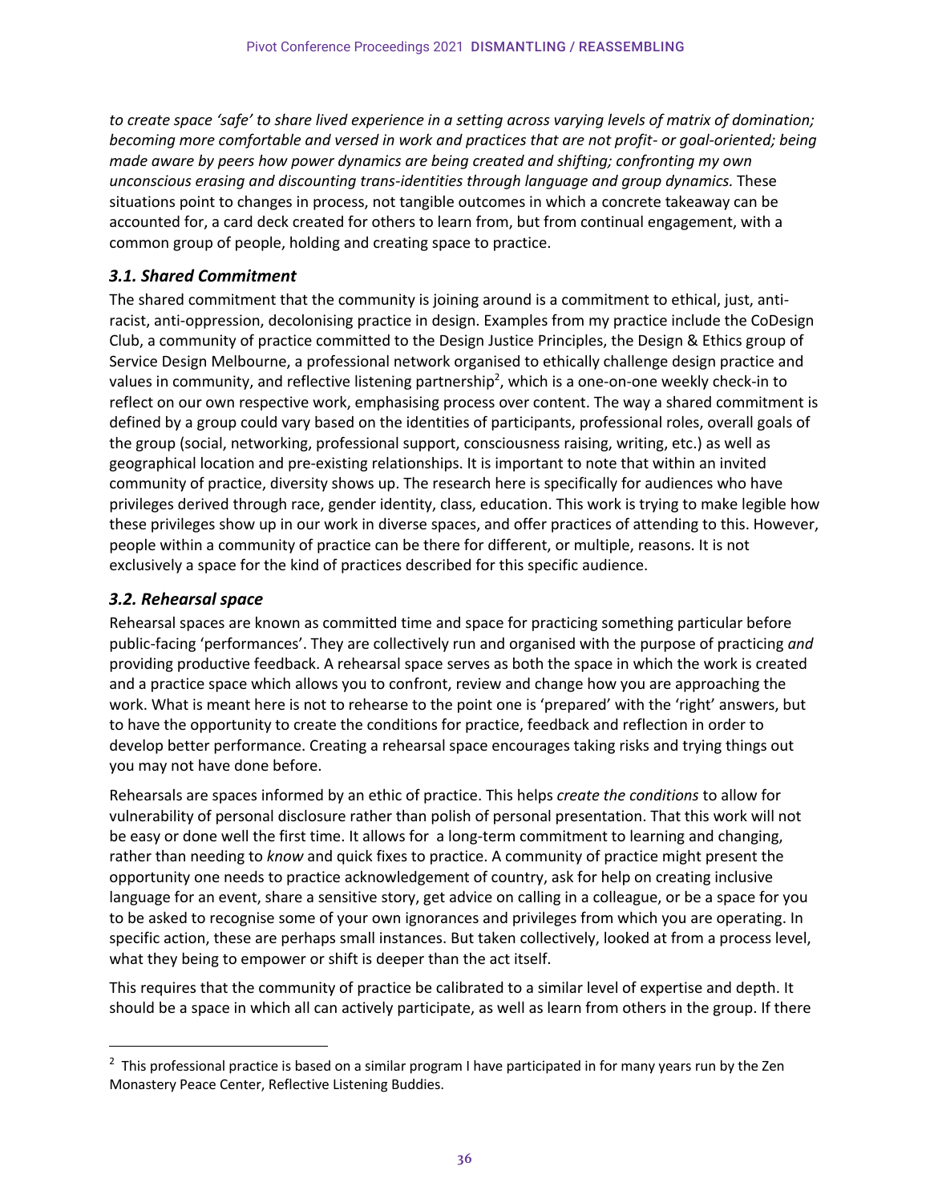*to create space 'safe' to share lived experience in a setting across varying levels of matrix of domination; becoming more comfortable and versed in work and practices that are not profit- or goal-oriented; being made aware by peers how power dynamics are being created and shifting; confronting my own unconscious erasing and discounting trans-identities through language and group dynamics.* These situations point to changes in process, not tangible outcomes in which a concrete takeaway can be accounted for, a card deck created for others to learn from, but from continual engagement, with a common group of people, holding and creating space to practice.

### *3.1. Shared Commitment*

The shared commitment that the community is joining around is a commitment to ethical, just, anti-racist, anti-oppression, decolonising practice in design. Examples from my practice include the CoDesign Club, a community of practice committed to the Design Justice Principles, the Design & Ethics group of Service Design Melbourne, a professional network organised to ethically challenge design practice and values in community, and reflective listening partnership[2], which is a one-on-one weekly check-in to reflect on our own respective work, emphasising process over content. The way a shared commitment is defined by a group could vary based on the identities of participants, professional roles, overall goals of the group (social, networking, professional support, consciousness raising, writing, etc.) as well as geographical location and pre-existing relationships. It is important to note that within an invited community of practice, diversity shows up. The research here is specifically for audiences who have privileges derived through race, gender identity, class, education. This work is trying to make legible how these privileges show up in our work in diverse spaces, and offer practices of attending to this. However, people within a community of practice can be there for different, or multiple, reasons. It is not exclusively a space for the kind of practices described for this specific audience.

### *3.2. Rehearsal space*

Rehearsal spaces are known as committed time and space for practicing something particular before public-facing 'performances'. They are collectively run and organised with the purpose of practicing *and* providing productive feedback. A rehearsal space serves as both the space in which the work is created and a practice space which allows you to confront, review and change how you are approaching the work. What is meant here is not to rehearse to the point one is 'prepared' with the 'right' answers, but to have the opportunity to create the conditions for practice, feedback and reflection in order to develop better performance. Creating a rehearsal space encourages taking risks and trying things out you may not have done before.

Rehearsals are spaces informed by an ethic of practice. This helps *create the conditions* to allow for vulnerability of personal disclosure rather than polish of personal presentation. That this work will not be easy or done well the first time. It allows for a long-term commitment to learning and changing, rather than needing to *know* and quick fixes to practice. A community of practice might present the opportunity one needs to practice acknowledgement of country, ask for help on creating inclusive language for an event, share a sensitive story, get advice on calling in a colleague, or be a space for you to be asked to recognise some of your own ignorances and privileges from which you are operating. In specific action, these are perhaps small instances. But taken collectively, looked at from a process level, what they being to empower or shift is deeper than the act itself.

This requires that the community of practice be calibrated to a similar level of expertise and depth. It should be a space in which all can actively participate, as well as learn from others in the group. If there

---

[2] This professional practice is based on a similar program I have participated in for many years run by the Zen Monastery Peace Center, Reflective Listening Buddies.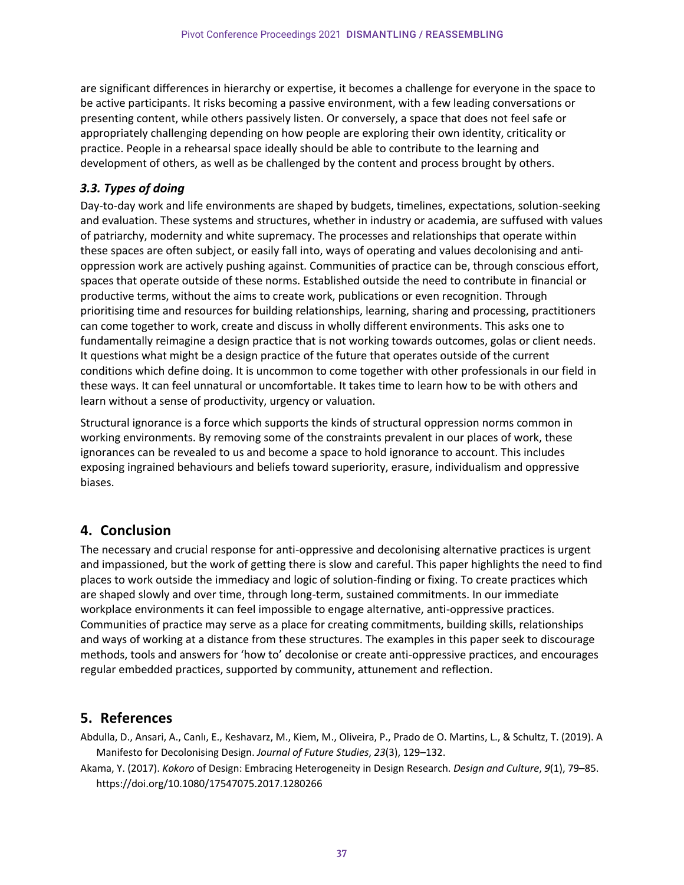are significant differences in hierarchy or expertise, it becomes a challenge for everyone in the space to be active participants. It risks becoming a passive environment, with a few leading conversations or presenting content, while others passively listen. Or conversely, a space that does not feel safe or appropriately challenging depending on how people are exploring their own identity, criticality or practice. People in a rehearsal space ideally should be able to contribute to the learning and development of others, as well as be challenged by the content and process brought by others.

### *3.3. Types of doing*

Day-to-day work and life environments are shaped by budgets, timelines, expectations, solution-seeking and evaluation. These systems and structures, whether in industry or academia, are suffused with values of patriarchy, modernity and white supremacy. The processes and relationships that operate within these spaces are often subject, or easily fall into, ways of operating and values decolonising and anti-oppression work are actively pushing against. Communities of practice can be, through conscious effort, spaces that operate outside of these norms. Established outside the need to contribute in financial or productive terms, without the aims to create work, publications or even recognition. Through prioritising time and resources for building relationships, learning, sharing and processing, practitioners can come together to work, create and discuss in wholly different environments. This asks one to fundamentally reimagine a design practice that is not working towards outcomes, golas or client needs. It questions what might be a design practice of the future that operates outside of the current conditions which define doing. It is uncommon to come together with other professionals in our field in these ways. It can feel unnatural or uncomfortable. It takes time to learn how to be with others and learn without a sense of productivity, urgency or valuation.

Structural ignorance is a force which supports the kinds of structural oppression norms common in working environments. By removing some of the constraints prevalent in our places of work, these ignorances can be revealed to us and become a space to hold ignorance to account. This includes exposing ingrained behaviours and beliefs toward superiority, erasure, individualism and oppressive biases.

## 4. Conclusion

The necessary and crucial response for anti-oppressive and decolonising alternative practices is urgent and impassioned, but the work of getting there is slow and careful. This paper highlights the need to find places to work outside the immediacy and logic of solution-finding or fixing. To create practices which are shaped slowly and over time, through long-term, sustained commitments. In our immediate workplace environments it can feel impossible to engage alternative, anti-oppressive practices. Communities of practice may serve as a place for creating commitments, building skills, relationships and ways of working at a distance from these structures. The examples in this paper seek to discourage methods, tools and answers for 'how to' decolonise or create anti-oppressive practices, and encourages regular embedded practices, supported by community, attunement and reflection.

## 5. References

Abdulla, D., Ansari, A., Canlı, E., Keshavarz, M., Kiem, M., Oliveira, P., Prado de O. Martins, L., & Schultz, T. (2019). A Manifesto for Decolonising Design. *Journal of Future Studies*, *23*(3), 129–132.

Akama, Y. (2017). *Kokoro* of Design: Embracing Heterogeneity in Design Research. *Design and Culture*, *9*(1), 79–85. https://doi.org/10.1080/17547075.2017.1280266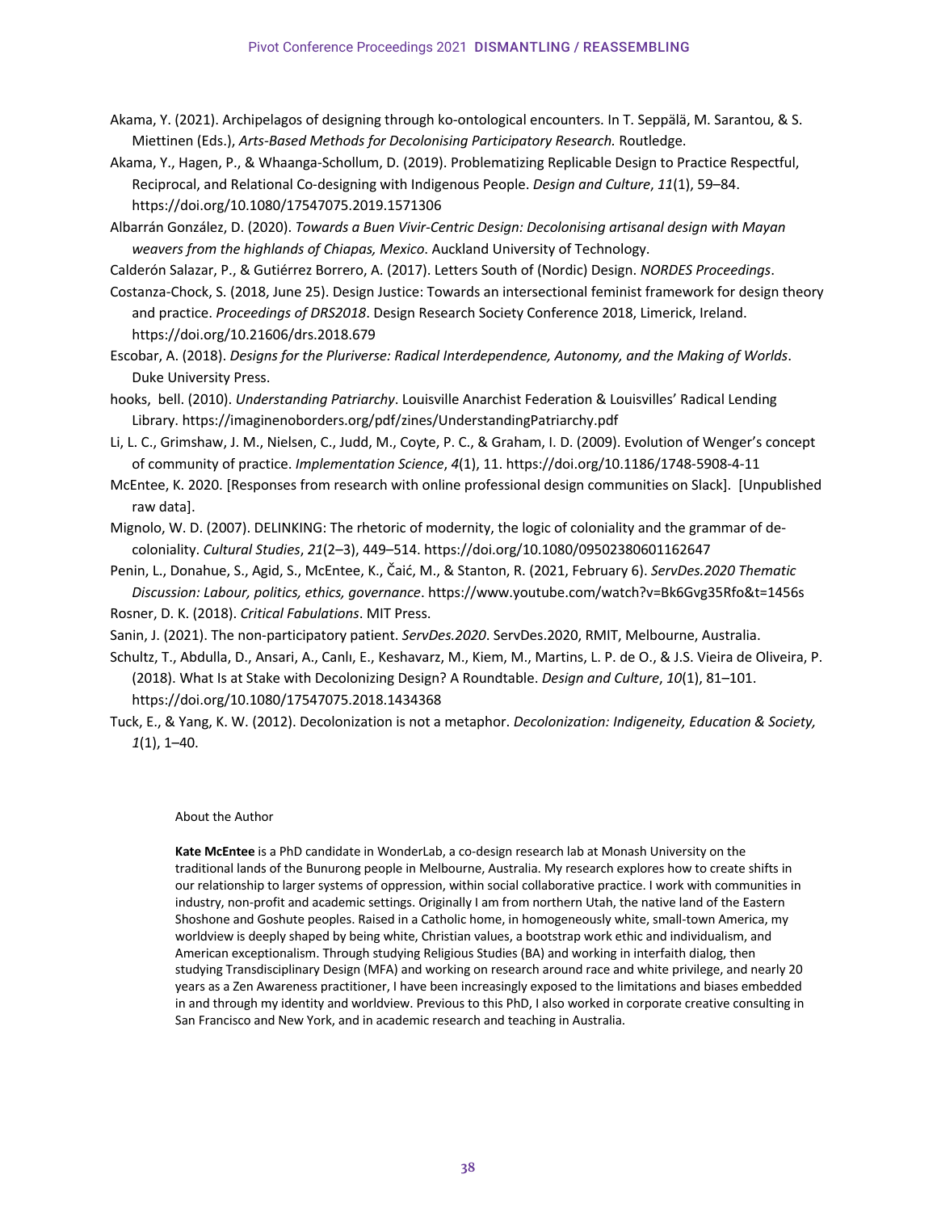Akama, Y. (2021). Archipelagos of designing through ko-ontological encounters. In T. Seppälä, M. Sarantou, & S. Miettinen (Eds.), *Arts-Based Methods for Decolonising Participatory Research.* Routledge.

Akama, Y., Hagen, P., & Whaanga-Schollum, D. (2019). Problematizing Replicable Design to Practice Respectful, Reciprocal, and Relational Co-designing with Indigenous People. *Design and Culture*, *11*(1), 59–84. https://doi.org/10.1080/17547075.2019.1571306

Albarrán González, D. (2020). *Towards a Buen Vivir-Centric Design: Decolonising artisanal design with Mayan weavers from the highlands of Chiapas, Mexico*. Auckland University of Technology.

Calderón Salazar, P., & Gutiérrez Borrero, A. (2017). Letters South of (Nordic) Design. *NORDES Proceedings*.

Costanza-Chock, S. (2018, June 25). Design Justice: Towards an intersectional feminist framework for design theory and practice. *Proceedings of DRS2018*. Design Research Society Conference 2018, Limerick, Ireland. https://doi.org/10.21606/drs.2018.679

Escobar, A. (2018). *Designs for the Pluriverse: Radical Interdependence, Autonomy, and the Making of Worlds*. Duke University Press.

hooks, bell. (2010). *Understanding Patriarchy*. Louisville Anarchist Federation & Louisvilles' Radical Lending Library. https://imaginenoborders.org/pdf/zines/UnderstandingPatriarchy.pdf

Li, L. C., Grimshaw, J. M., Nielsen, C., Judd, M., Coyte, P. C., & Graham, I. D. (2009). Evolution of Wenger's concept of community of practice. *Implementation Science*, *4*(1), 11. https://doi.org/10.1186/1748-5908-4-11

McEntee, K. 2020. [Responses from research with online professional design communities on Slack]. [Unpublished raw data].

Mignolo, W. D. (2007). DELINKING: The rhetoric of modernity, the logic of coloniality and the grammar of de-coloniality. *Cultural Studies*, *21*(2–3), 449–514. https://doi.org/10.1080/09502380601162647

Penin, L., Donahue, S., Agid, S., McEntee, K., Čaić, M., & Stanton, R. (2021, February 6). *ServDes.2020 Thematic Discussion: Labour, politics, ethics, governance*. https://www.youtube.com/watch?v=Bk6Gvg35Rfo&t=1456s

Rosner, D. K. (2018). *Critical Fabulations*. MIT Press.

Sanin, J. (2021). The non-participatory patient. *ServDes.2020*. ServDes.2020, RMIT, Melbourne, Australia.

Schultz, T., Abdulla, D., Ansari, A., Canlı, E., Keshavarz, M., Kiem, M., Martins, L. P. de O., & J.S. Vieira de Oliveira, P. (2018). What Is at Stake with Decolonizing Design? A Roundtable. *Design and Culture*, *10*(1), 81–101. https://doi.org/10.1080/17547075.2018.1434368

Tuck, E., & Yang, K. W. (2012). Decolonization is not a metaphor. *Decolonization: Indigeneity, Education & Society, 1*(1), 1–40.

About the Author

**Kate McEntee** is a PhD candidate in WonderLab, a co-design research lab at Monash University on the traditional lands of the Bunurong people in Melbourne, Australia. My research explores how to create shifts in our relationship to larger systems of oppression, within social collaborative practice. I work with communities in industry, non-profit and academic settings. Originally I am from northern Utah, the native land of the Eastern Shoshone and Goshute peoples. Raised in a Catholic home, in homogeneously white, small-town America, my worldview is deeply shaped by being white, Christian values, a bootstrap work ethic and individualism, and American exceptionalism. Through studying Religious Studies (BA) and working in interfaith dialog, then studying Transdisciplinary Design (MFA) and working on research around race and white privilege, and nearly 20 years as a Zen Awareness practitioner, I have been increasingly exposed to the limitations and biases embedded in and through my identity and worldview. Previous to this PhD, I also worked in corporate creative consulting in San Francisco and New York, and in academic research and teaching in Australia.